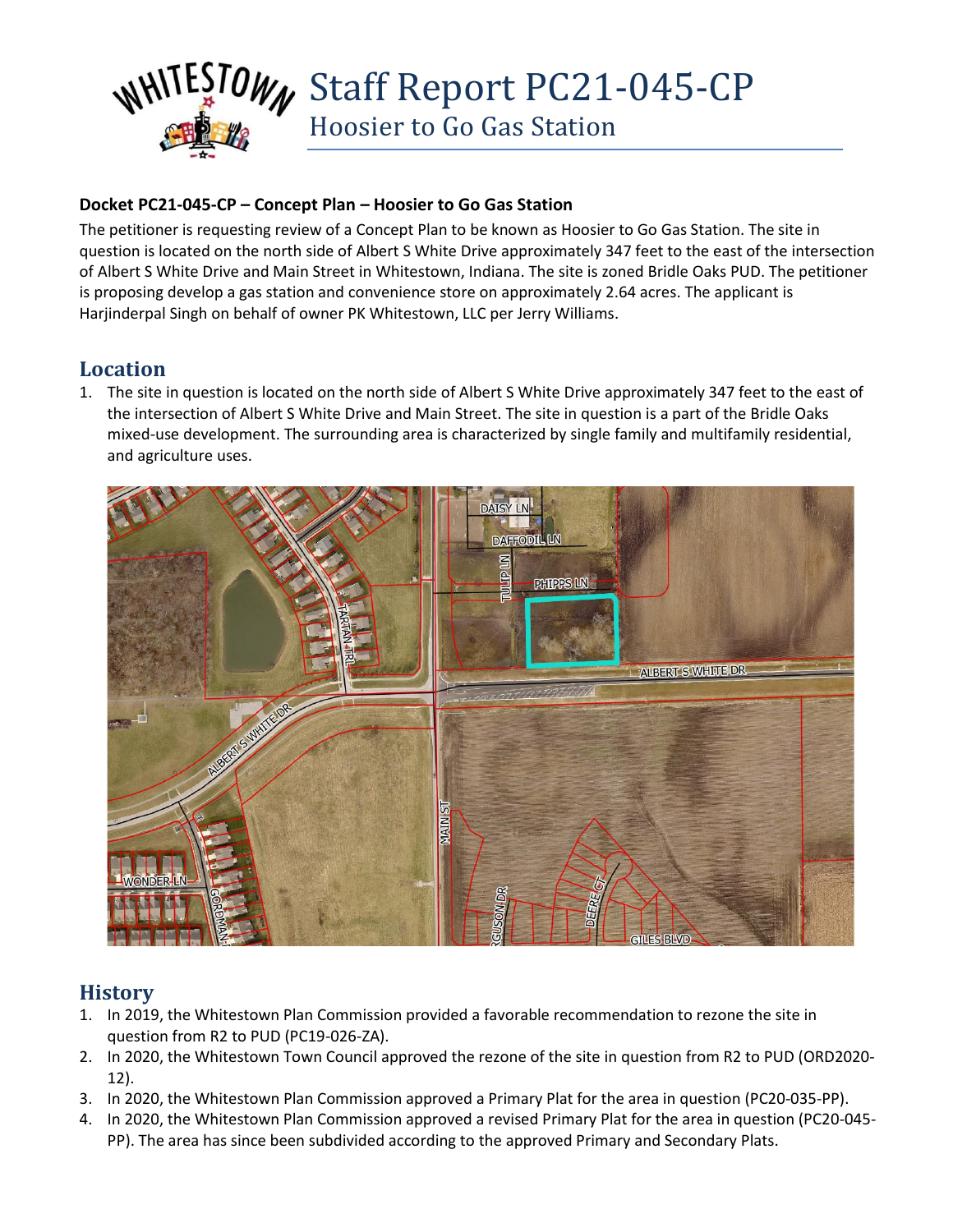# Staff Report PC21-045-CP

## Hoosier to Go Gas Station

**Docket PC21-045-CP – Concept Plan – Hoosier to Go Gas Station**

The petitioner is requesting review of a Concept Plan to be known as Hoosier to Go Gas Station. The site in question is located on the north side of Albert S White Drive approximately 347 feet to the east of the intersection of Albert S White Drive and Main Street in Whitestown, Indiana. The site is zoned Bridle Oaks PUD. The petitioner is proposing develop a gas station and convenience store on approximately 2.64 acres. The applicant is Harjinderpal Singh on behalf of owner PK Whitestown, LLC per Jerry Williams.

## Location

1. The site in question is located on the north side of Albert S White Drive approximately 347 feet to the east of the intersection of Albert S White Drive and Main Street. The site in question is a part of the Bridle Oaks mixed-use development. The surrounding area is characterized by single family and multifamily residential, and agriculture uses.

DAISY LN
DAFFODIL LN
TULIP LN
PHIPPS LN
TARTAN TRL
ALBERT S WHITE DR
ALBERT S WHITE DR
MAIN ST
WONDER LN
GORDMAN
RGUSON DR
DEERE CT
GILES BLVD

## History

1. In 2019, the Whitestown Plan Commission provided a favorable recommendation to rezone the site in question from R2 to PUD (PC19-026-ZA).
2. In 2020, the Whitestown Town Council approved the rezone of the site in question from R2 to PUD (ORD2020-12).
3. In 2020, the Whitestown Plan Commission approved a Primary Plat for the area in question (PC20-035-PP).
4. In 2020, the Whitestown Plan Commission approved a revised Primary Plat for the area in question (PC20-045-PP). The area has since been subdivided according to the approved Primary and Secondary Plats.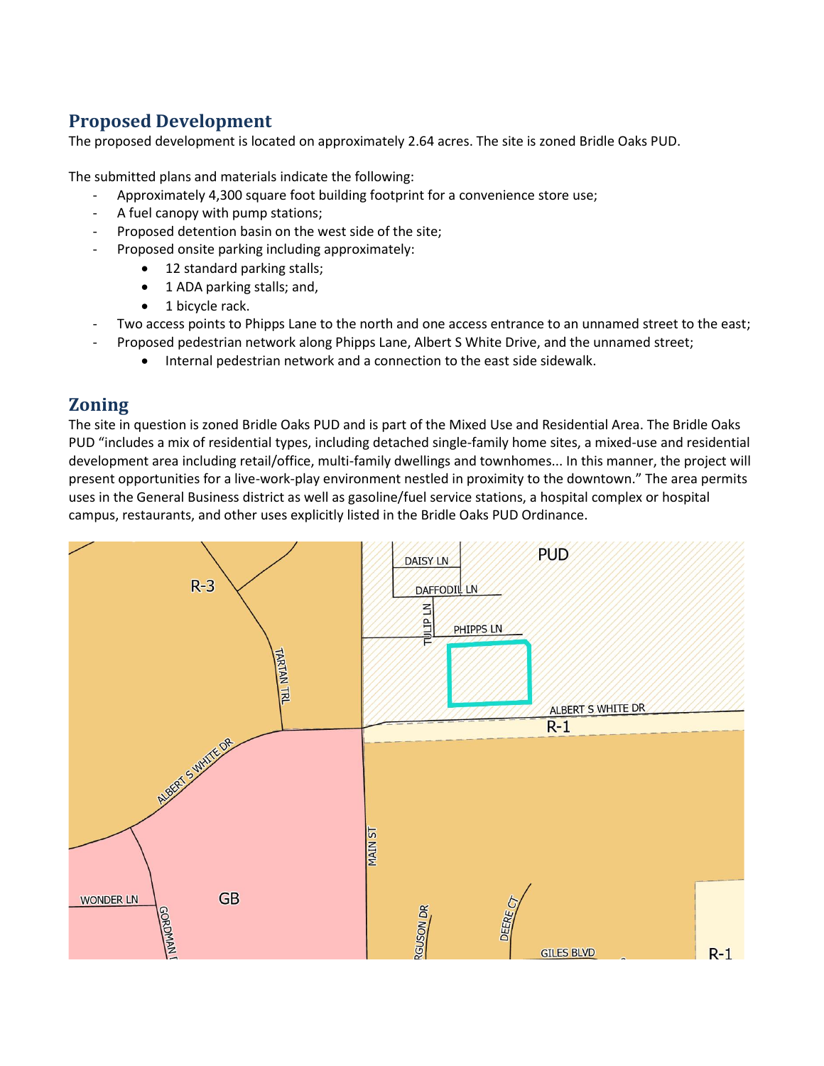## Proposed Development

The proposed development is located on approximately 2.64 acres. The site is zoned Bridle Oaks PUD.

The submitted plans and materials indicate the following:

- Approximately 4,300 square foot building footprint for a convenience store use;
- A fuel canopy with pump stations;
- Proposed detention basin on the west side of the site;
- Proposed onsite parking including approximately:
  - 12 standard parking stalls;
  - 1 ADA parking stalls; and,
  - 1 bicycle rack.
- Two access points to Phipps Lane to the north and one access entrance to an unnamed street to the east;
- Proposed pedestrian network along Phipps Lane, Albert S White Drive, and the unnamed street;
  - Internal pedestrian network and a connection to the east side sidewalk.

## Zoning

The site in question is zoned Bridle Oaks PUD and is part of the Mixed Use and Residential Area. The Bridle Oaks PUD "includes a mix of residential types, including detached single-family home sites, a mixed-use and residential development area including retail/office, multi-family dwellings and townhomes... In this manner, the project will present opportunities for a live-work-play environment nestled in proximity to the downtown." The area permits uses in the General Business district as well as gasoline/fuel service stations, a hospital complex or hospital campus, restaurants, and other uses explicitly listed in the Bridle Oaks PUD Ordinance.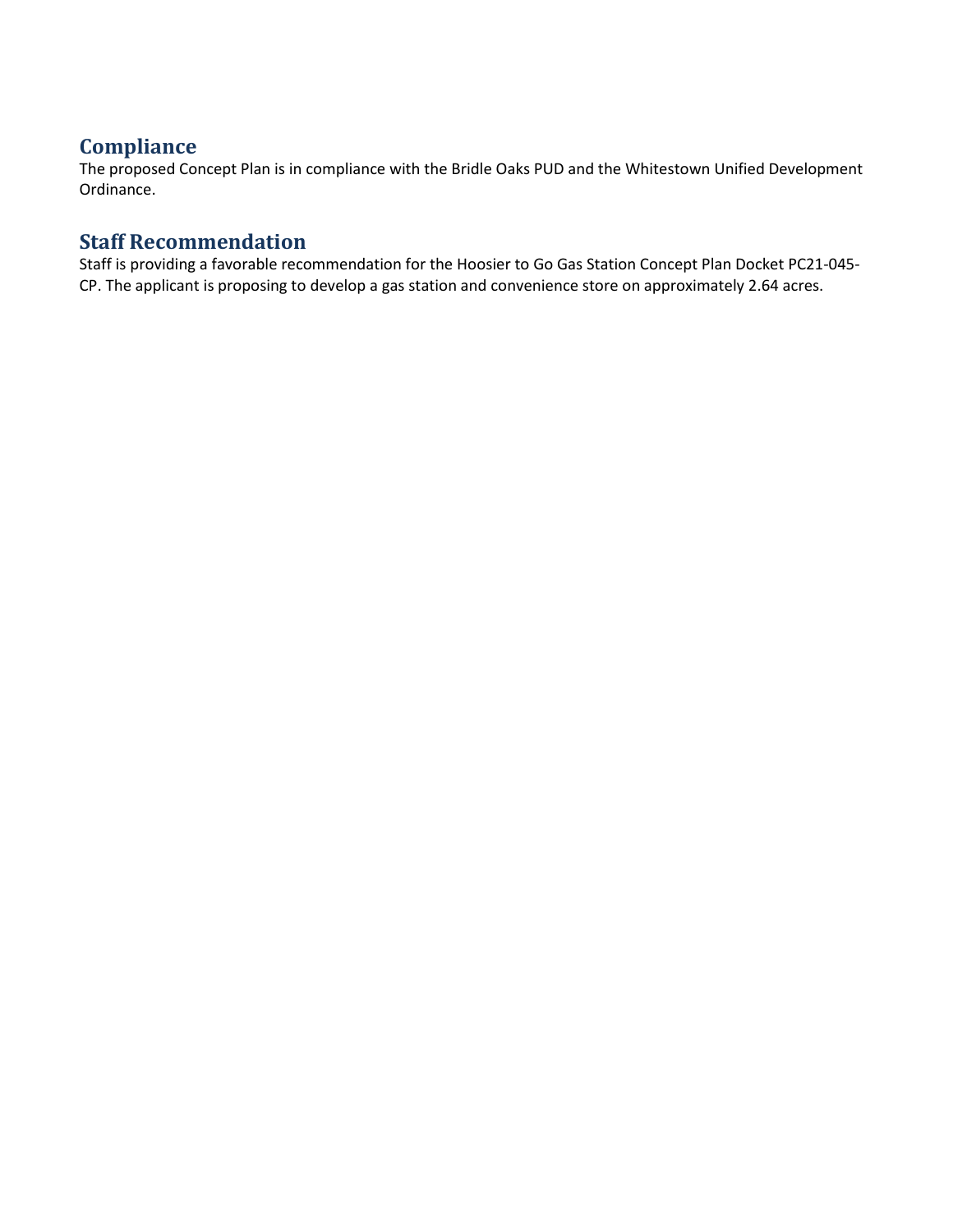## Compliance

The proposed Concept Plan is in compliance with the Bridle Oaks PUD and the Whitestown Unified Development Ordinance.

## Staff Recommendation

Staff is providing a favorable recommendation for the Hoosier to Go Gas Station Concept Plan Docket PC21-045-CP. The applicant is proposing to develop a gas station and convenience store on approximately 2.64 acres.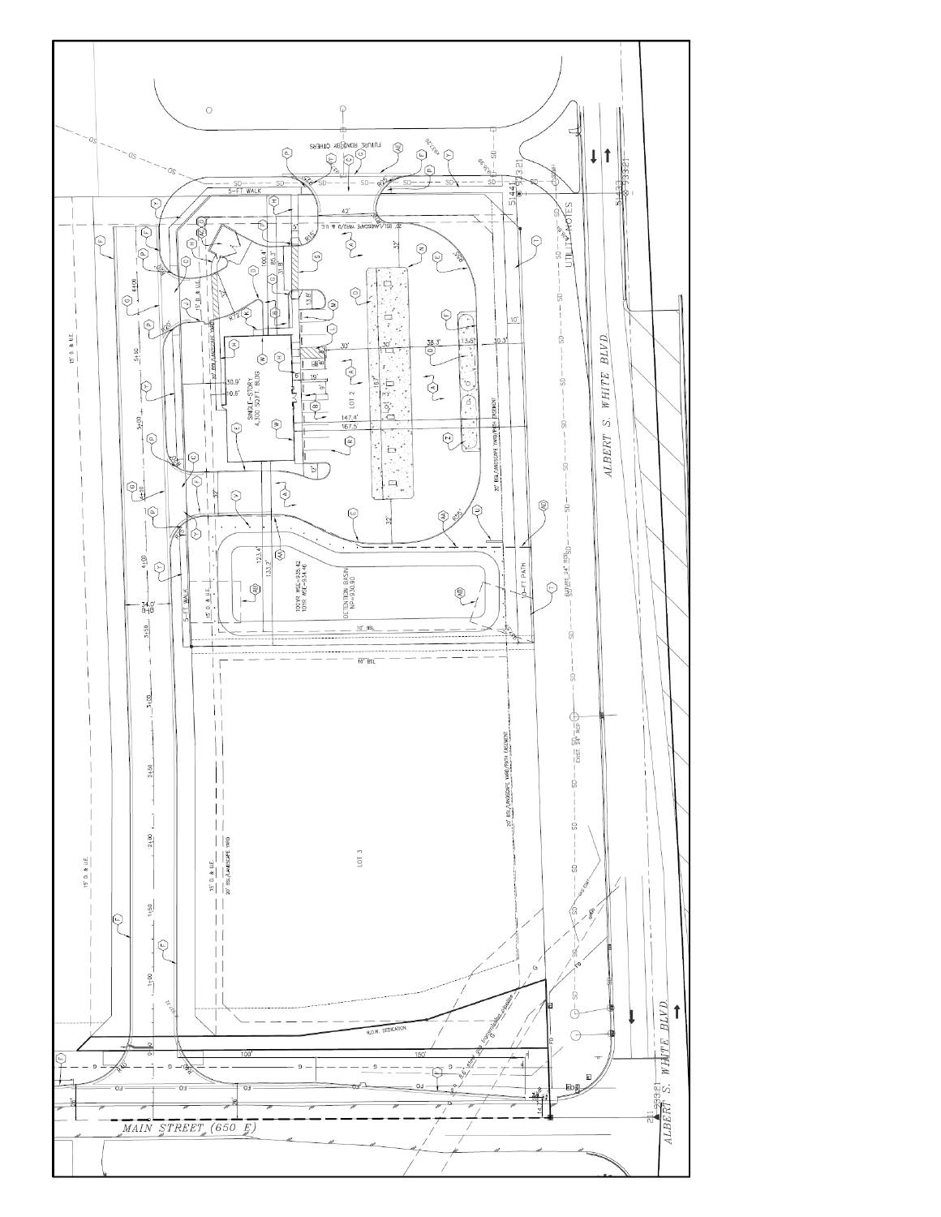FUTURE ROAD BY OTHERS

5-FT WALK

15' D. & U.E.

20' BSL/LANDSCAPE YARD

20' BSL/LANDSCAPE YARD/D. & U.E.

SINGLE-STORY
4,300 SQ.FT. BLDG

LOT 2

20' BSL/LANDSCAPE YARD/PATH EASEMENT

UTILITY NOTES

DETENTION BASIN
100YR HWE=935.42
10YR HWE=934.46
NP=930.90

10-FT PATH

10' BSL

LOT 3

15' D. & U.E.
20' BSL/LANDSCAPE YARD

R.O.W. DEDICATION

ALBERT S. WHITE BLVD.

MAIN STREET (650 E)

42'
100.4'
80.3'
31.8'
13.8'
30'
30'
38.3'
13.5'
10.3'
10'
30.9'
10.6'
19'
9'
12'
147.4'
167.5'
32'
123.4'
133.2'
100'
150'

1+00
1+50
2+00
2+50
3+00
3+50
4+00
4+50
5+00
5+50
6+00